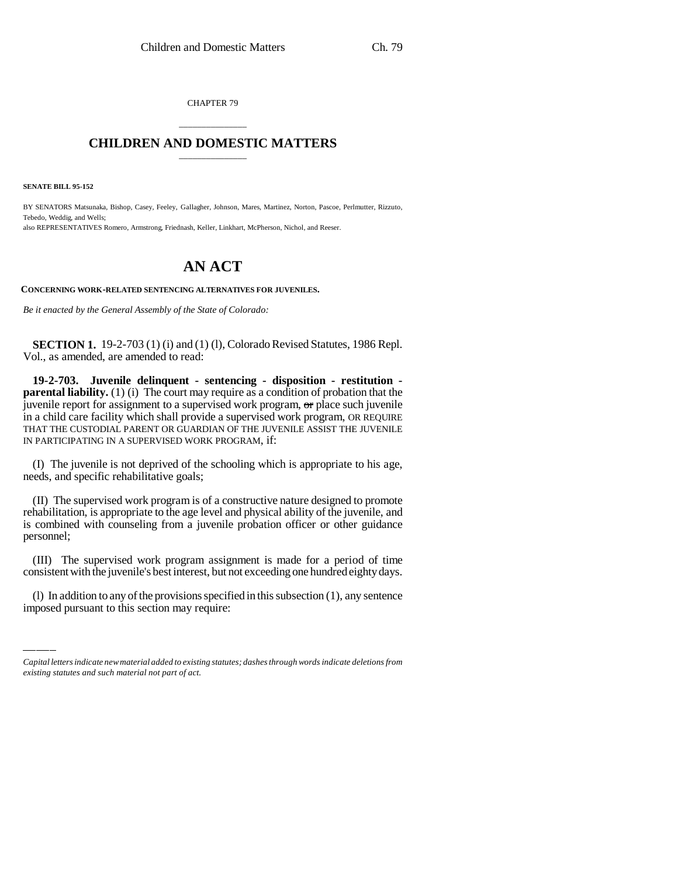CHAPTER 79

# CHILDREN AND DOMESTIC MATTERS

**SENATE BILL 95-152**

BY SENATORS Matsunaka, Bishop, Casey, Feeley, Gallagher, Johnson, Mares, Martinez, Norton, Pascoe, Perlmutter, Rizzuto, Tebedo, Weddig, and Wells;

also REPRESENTATIVES Romero, Armstrong, Friednash, Keller, Linkhart, McPherson, Nichol, and Reeser.

# AN ACT

**CONCERNING WORK-RELATED SENTENCING ALTERNATIVES FOR JUVENILES.**

*Be it enacted by the General Assembly of the State of Colorado:*

**SECTION 1.** 19-2-703 (1) (i) and (1) (l), Colorado Revised Statutes, 1986 Repl. Vol., as amended, are amended to read:

**19-2-703. Juvenile delinquent - sentencing - disposition - restitution - parental liability.** (1) (i) The court may require as a condition of probation that the juvenile report for assignment to a supervised work program, ~~or~~ place such juvenile in a child care facility which shall provide a supervised work program, OR REQUIRE THAT THE CUSTODIAL PARENT OR GUARDIAN OF THE JUVENILE ASSIST THE JUVENILE IN PARTICIPATING IN A SUPERVISED WORK PROGRAM, if:

(I) The juvenile is not deprived of the schooling which is appropriate to his age, needs, and specific rehabilitative goals;

(II) The supervised work program is of a constructive nature designed to promote rehabilitation, is appropriate to the age level and physical ability of the juvenile, and is combined with counseling from a juvenile probation officer or other guidance personnel;

(III) The supervised work program assignment is made for a period of time consistent with the juvenile's best interest, but not exceeding one hundred eighty days.

(l) In addition to any of the provisions specified in this subsection (1), any sentence imposed pursuant to this section may require:

*Capital letters indicate new material added to existing statutes; dashes through words indicate deletions from existing statutes and such material not part of act.*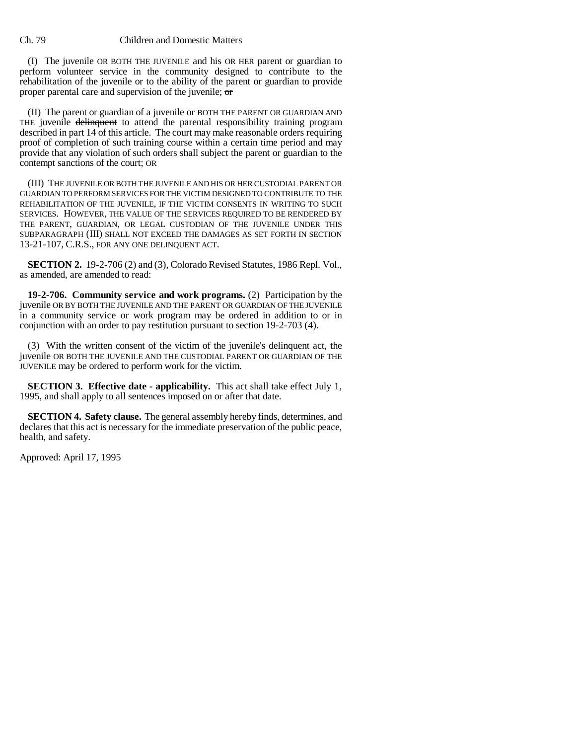(I) The juvenile OR BOTH THE JUVENILE and his OR HER parent or guardian to perform volunteer service in the community designed to contribute to the rehabilitation of the juvenile or to the ability of the parent or guardian to provide proper parental care and supervision of the juvenile; ~~or~~

(II) The parent or guardian of a juvenile or BOTH THE PARENT OR GUARDIAN AND THE juvenile ~~delinquent~~ to attend the parental responsibility training program described in part 14 of this article. The court may make reasonable orders requiring proof of completion of such training course within a certain time period and may provide that any violation of such orders shall subject the parent or guardian to the contempt sanctions of the court; OR

(III) THE JUVENILE OR BOTH THE JUVENILE AND HIS OR HER CUSTODIAL PARENT OR GUARDIAN TO PERFORM SERVICES FOR THE VICTIM DESIGNED TO CONTRIBUTE TO THE REHABILITATION OF THE JUVENILE, IF THE VICTIM CONSENTS IN WRITING TO SUCH SERVICES. HOWEVER, THE VALUE OF THE SERVICES REQUIRED TO BE RENDERED BY THE PARENT, GUARDIAN, OR LEGAL CUSTODIAN OF THE JUVENILE UNDER THIS SUBPARAGRAPH (III) SHALL NOT EXCEED THE DAMAGES AS SET FORTH IN SECTION 13-21-107, C.R.S., FOR ANY ONE DELINQUENT ACT.

**SECTION 2.** 19-2-706 (2) and (3), Colorado Revised Statutes, 1986 Repl. Vol., as amended, are amended to read:

**19-2-706. Community service and work programs.** (2) Participation by the juvenile OR BY BOTH THE JUVENILE AND THE PARENT OR GUARDIAN OF THE JUVENILE in a community service or work program may be ordered in addition to or in conjunction with an order to pay restitution pursuant to section 19-2-703 (4).

(3) With the written consent of the victim of the juvenile's delinquent act, the juvenile OR BOTH THE JUVENILE AND THE CUSTODIAL PARENT OR GUARDIAN OF THE JUVENILE may be ordered to perform work for the victim.

**SECTION 3. Effective date - applicability.** This act shall take effect July 1, 1995, and shall apply to all sentences imposed on or after that date.

**SECTION 4. Safety clause.** The general assembly hereby finds, determines, and declares that this act is necessary for the immediate preservation of the public peace, health, and safety.

Approved: April 17, 1995